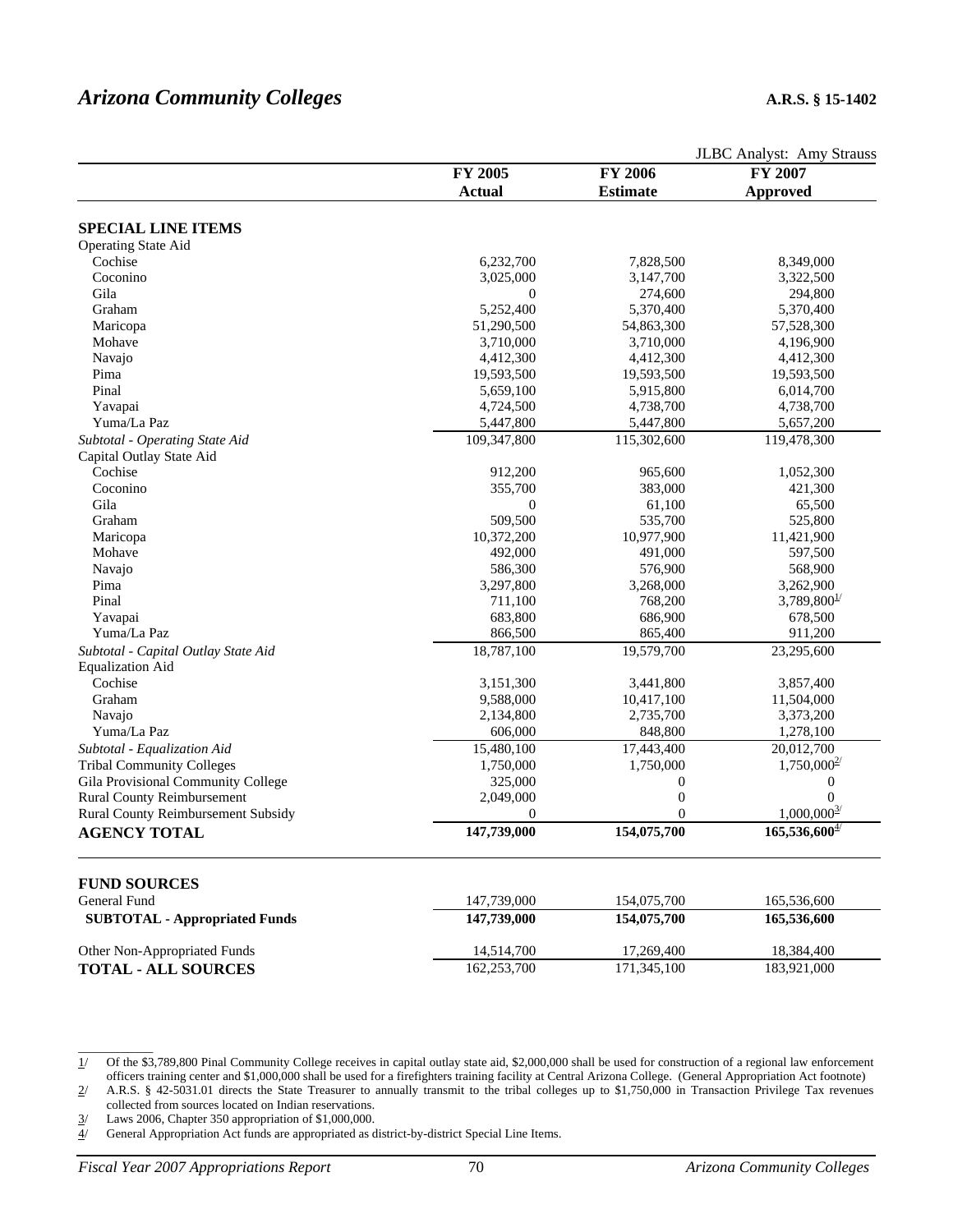# *Arizona Community Colleges*

**A.R.S. § 15-1402**

JLBC Analyst: Amy Strauss

| | FY 2005 Actual | FY 2006 Estimate | FY 2007 Approved |
|---|---|---|---|
| **SPECIAL LINE ITEMS** | | | |
| Operating State Aid | | | |
| Cochise | 6,232,700 | 7,828,500 | 8,349,000 |
| Coconino | 3,025,000 | 3,147,700 | 3,322,500 |
| Gila | 0 | 274,600 | 294,800 |
| Graham | 5,252,400 | 5,370,400 | 5,370,400 |
| Maricopa | 51,290,500 | 54,863,300 | 57,528,300 |
| Mohave | 3,710,000 | 3,710,000 | 4,196,900 |
| Navajo | 4,412,300 | 4,412,300 | 4,412,300 |
| Pima | 19,593,500 | 19,593,500 | 19,593,500 |
| Pinal | 5,659,100 | 5,915,800 | 6,014,700 |
| Yavapai | 4,724,500 | 4,738,700 | 4,738,700 |
| Yuma/La Paz | 5,447,800 | 5,447,800 | 5,657,200 |
| *Subtotal - Operating State Aid* | 109,347,800 | 115,302,600 | 119,478,300 |
| Capital Outlay State Aid | | | |
| Cochise | 912,200 | 965,600 | 1,052,300 |
| Coconino | 355,700 | 383,000 | 421,300 |
| Gila | 0 | 61,100 | 65,500 |
| Graham | 509,500 | 535,700 | 525,800 |
| Maricopa | 10,372,200 | 10,977,900 | 11,421,900 |
| Mohave | 492,000 | 491,000 | 597,500 |
| Navajo | 586,300 | 576,900 | 568,900 |
| Pima | 3,297,800 | 3,268,000 | 3,262,900 |
| Pinal | 711,100 | 768,200 | 3,789,800 [1/] |
| Yavapai | 683,800 | 686,900 | 678,500 |
| Yuma/La Paz | 866,500 | 865,400 | 911,200 |
| *Subtotal - Capital Outlay State Aid* | 18,787,100 | 19,579,700 | 23,295,600 |
| Equalization Aid | | | |
| Cochise | 3,151,300 | 3,441,800 | 3,857,400 |
| Graham | 9,588,000 | 10,417,100 | 11,504,000 |
| Navajo | 2,134,800 | 2,735,700 | 3,373,200 |
| Yuma/La Paz | 606,000 | 848,800 | 1,278,100 |
| *Subtotal - Equalization Aid* | 15,480,100 | 17,443,400 | 20,012,700 |
| Tribal Community Colleges | 1,750,000 | 1,750,000 | 1,750,000 [2/] |
| Gila Provisional Community College | 325,000 | 0 | 0 |
| Rural County Reimbursement | 2,049,000 | 0 | 0 |
| Rural County Reimbursement Subsidy | 0 | 0 | 1,000,000 [3/] |
| **AGENCY TOTAL** | **147,739,000** | **154,075,700** | **165,536,600** [4/] |
| | | | |
| **FUND SOURCES** | | | |
| General Fund | 147,739,000 | 154,075,700 | 165,536,600 |
| **SUBTOTAL - Appropriated Funds** | **147,739,000** | **154,075,700** | **165,536,600** |
| Other Non-Appropriated Funds | 14,514,700 | 17,269,400 | 18,384,400 |
| **TOTAL - ALL SOURCES** | 162,253,700 | 171,345,100 | 183,921,000 |

1/ Of the $3,789,800 Pinal Community College receives in capital outlay state aid, $2,000,000 shall be used for construction of a regional law enforcement officers training center and $1,000,000 shall be used for a firefighters training facility at Central Arizona College. (General Appropriation Act footnote)

2/ A.R.S. § 42-5031.01 directs the State Treasurer to annually transmit to the tribal colleges up to $1,750,000 in Transaction Privilege Tax revenues collected from sources located on Indian reservations.

3/ Laws 2006, Chapter 350 appropriation of $1,000,000.

4/ General Appropriation Act funds are appropriated as district-by-district Special Line Items.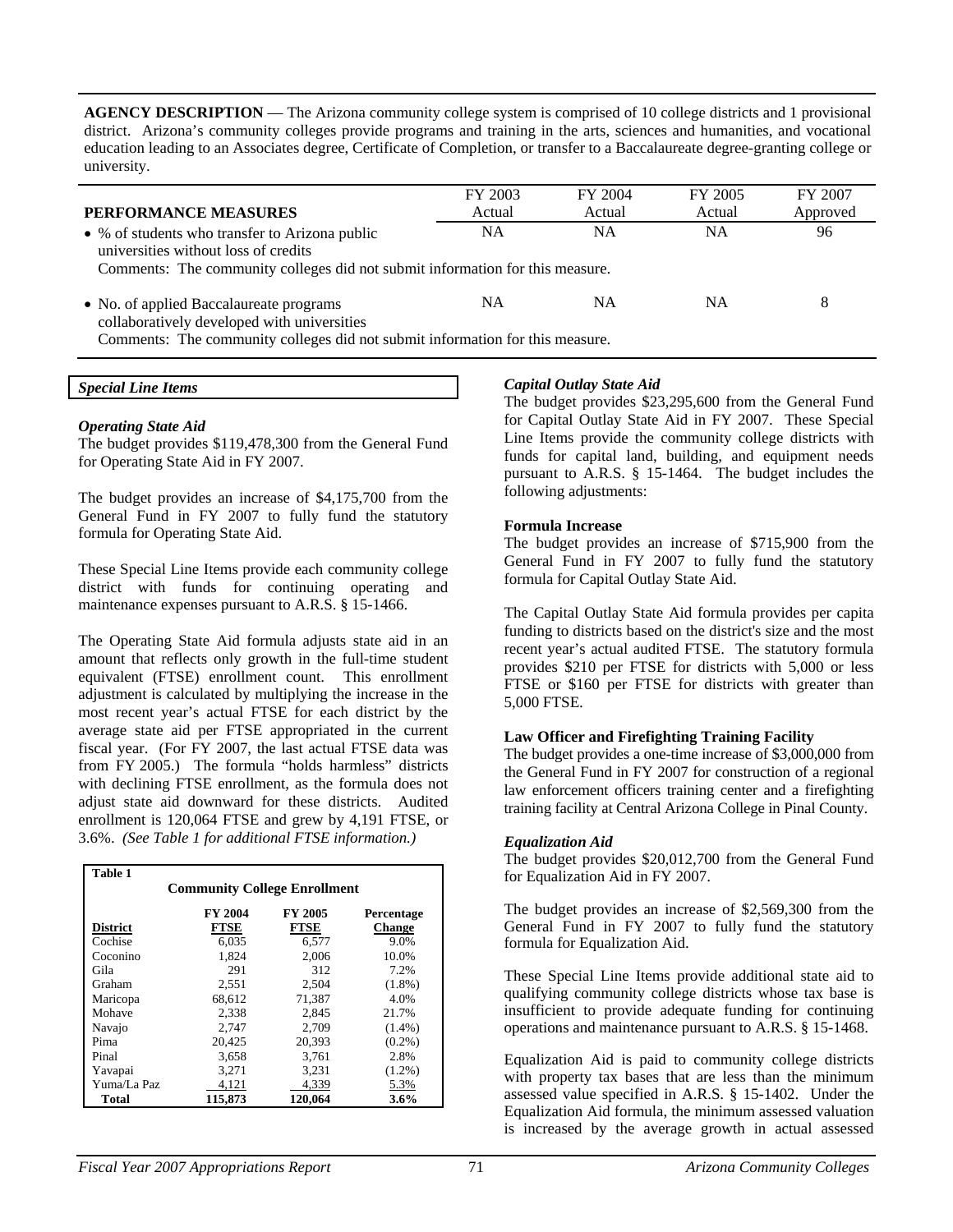**AGENCY DESCRIPTION** — The Arizona community college system is comprised of 10 college districts and 1 provisional district. Arizona's community colleges provide programs and training in the arts, sciences and humanities, and vocational education leading to an Associates degree, Certificate of Completion, or transfer to a Baccalaureate degree-granting college or university.

| PERFORMANCE MEASURES | FY 2003 Actual | FY 2004 Actual | FY 2005 Actual | FY 2007 Approved |
|---|---|---|---|---|
| • % of students who transfer to Arizona public universities without loss of credits | NA | NA | NA | 96 |
| Comments: The community colleges did not submit information for this measure. | | | | |
| • No. of applied Baccalaureate programs collaboratively developed with universities | NA | NA | NA | 8 |
| Comments: The community colleges did not submit information for this measure. | | | | |

## *Special Line Items*

### *Operating State Aid*

The budget provides $119,478,300 from the General Fund for Operating State Aid in FY 2007.

The budget provides an increase of $4,175,700 from the General Fund in FY 2007 to fully fund the statutory formula for Operating State Aid.

These Special Line Items provide each community college district with funds for continuing operating and maintenance expenses pursuant to A.R.S. § 15-1466.

The Operating State Aid formula adjusts state aid in an amount that reflects only growth in the full-time student equivalent (FTSE) enrollment count. This enrollment adjustment is calculated by multiplying the increase in the most recent year's actual FTSE for each district by the average state aid per FTSE appropriated in the current fiscal year. (For FY 2007, the last actual FTSE data was from FY 2005.) The formula "holds harmless" districts with declining FTSE enrollment, as the formula does not adjust state aid downward for these districts. Audited enrollment is 120,064 FTSE and grew by 4,191 FTSE, or 3.6%. *(See Table 1 for additional FTSE information.)*

**Table 1**
**Community College Enrollment**

| District | FY 2004 FTSE | FY 2005 FTSE | Percentage Change |
|---|---|---|---|
| Cochise | 6,035 | 6,577 | 9.0% |
| Coconino | 1,824 | 2,006 | 10.0% |
| Gila | 291 | 312 | 7.2% |
| Graham | 2,551 | 2,504 | (1.8%) |
| Maricopa | 68,612 | 71,387 | 4.0% |
| Mohave | 2,338 | 2,845 | 21.7% |
| Navajo | 2,747 | 2,709 | (1.4%) |
| Pima | 20,425 | 20,393 | (0.2%) |
| Pinal | 3,658 | 3,761 | 2.8% |
| Yavapai | 3,271 | 3,231 | (1.2%) |
| Yuma/La Paz | 4,121 | 4,339 | 5.3% |
| **Total** | **115,873** | **120,064** | **3.6%** |

### *Capital Outlay State Aid*

The budget provides $23,295,600 from the General Fund for Capital Outlay State Aid in FY 2007. These Special Line Items provide the community college districts with funds for capital land, building, and equipment needs pursuant to A.R.S. § 15-1464. The budget includes the following adjustments:

**Formula Increase**

The budget provides an increase of $715,900 from the General Fund in FY 2007 to fully fund the statutory formula for Capital Outlay State Aid.

The Capital Outlay State Aid formula provides per capita funding to districts based on the district's size and the most recent year's actual audited FTSE. The statutory formula provides $210 per FTSE for districts with 5,000 or less FTSE or $160 per FTSE for districts with greater than 5,000 FTSE.

**Law Officer and Firefighting Training Facility**

The budget provides a one-time increase of $3,000,000 from the General Fund in FY 2007 for construction of a regional law enforcement officers training center and a firefighting training facility at Central Arizona College in Pinal County.

### *Equalization Aid*

The budget provides $20,012,700 from the General Fund for Equalization Aid in FY 2007.

The budget provides an increase of $2,569,300 from the General Fund in FY 2007 to fully fund the statutory formula for Equalization Aid.

These Special Line Items provide additional state aid to qualifying community college districts whose tax base is insufficient to provide adequate funding for continuing operations and maintenance pursuant to A.R.S. § 15-1468.

Equalization Aid is paid to community college districts with property tax bases that are less than the minimum assessed value specified in A.R.S. § 15-1402. Under the Equalization Aid formula, the minimum assessed valuation is increased by the average growth in actual assessed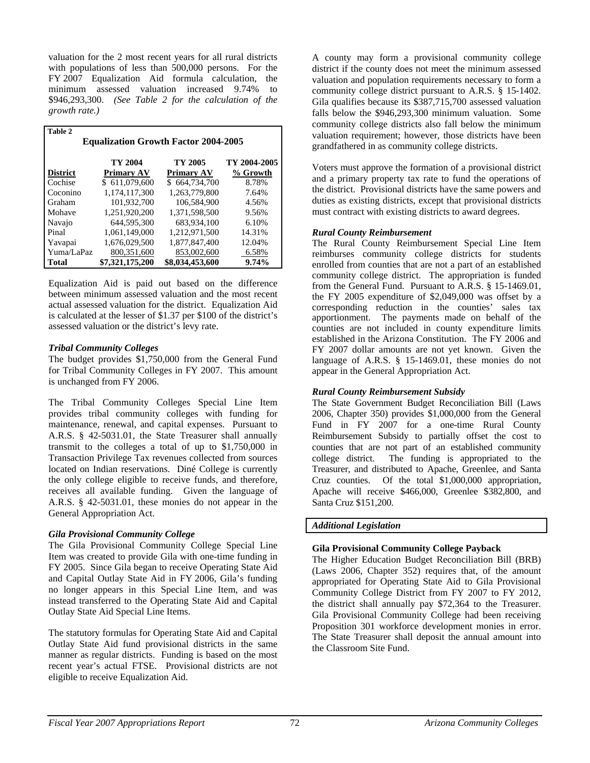valuation for the 2 most recent years for all rural districts with populations of less than 500,000 persons. For the FY 2007 Equalization Aid formula calculation, the minimum assessed valuation increased 9.74% to $946,293,300. *(See Table 2 for the calculation of the growth rate.)*

**Table 2**

**Equalization Growth Factor 2004-2005**

| District | TY 2004 Primary AV | TY 2005 Primary AV | TY 2004-2005 % Growth |
|---|---|---|---|
| Cochise | $ 611,079,600 | $ 664,734,700 | 8.78% |
| Coconino | 1,174,117,300 | 1,263,779,800 | 7.64% |
| Graham | 101,932,700 | 106,584,900 | 4.56% |
| Mohave | 1,251,920,200 | 1,371,598,500 | 9.56% |
| Navajo | 644,595,300 | 683,934,100 | 6.10% |
| Pinal | 1,061,149,000 | 1,212,971,500 | 14.31% |
| Yavapai | 1,676,029,500 | 1,877,847,400 | 12.04% |
| Yuma/LaPaz | 800,351,600 | 853,002,600 | 6.58% |
| **Total** | **$7,321,175,200** | **$8,034,453,600** | **9.74%** |

Equalization Aid is paid out based on the difference between minimum assessed valuation and the most recent actual assessed valuation for the district. Equalization Aid is calculated at the lesser of $1.37 per $100 of the district's assessed valuation or the district's levy rate.

### *Tribal Community Colleges*

The budget provides $1,750,000 from the General Fund for Tribal Community Colleges in FY 2007. This amount is unchanged from FY 2006.

The Tribal Community Colleges Special Line Item provides tribal community colleges with funding for maintenance, renewal, and capital expenses. Pursuant to A.R.S. § 42-5031.01, the State Treasurer shall annually transmit to the colleges a total of up to $1,750,000 in Transaction Privilege Tax revenues collected from sources located on Indian reservations. Diné College is currently the only college eligible to receive funds, and therefore, receives all available funding. Given the language of A.R.S. § 42-5031.01, these monies do not appear in the General Appropriation Act.

### *Gila Provisional Community College*

The Gila Provisional Community College Special Line Item was created to provide Gila with one-time funding in FY 2005. Since Gila began to receive Operating State Aid and Capital Outlay State Aid in FY 2006, Gila's funding no longer appears in this Special Line Item, and was instead transferred to the Operating State Aid and Capital Outlay State Aid Special Line Items.

The statutory formulas for Operating State Aid and Capital Outlay State Aid fund provisional districts in the same manner as regular districts. Funding is based on the most recent year's actual FTSE. Provisional districts are not eligible to receive Equalization Aid.

A county may form a provisional community college district if the county does not meet the minimum assessed valuation and population requirements necessary to form a community college district pursuant to A.R.S. § 15-1402. Gila qualifies because its $387,715,700 assessed valuation falls below the $946,293,300 minimum valuation. Some community college districts also fall below the minimum valuation requirement; however, those districts have been grandfathered in as community college districts.

Voters must approve the formation of a provisional district and a primary property tax rate to fund the operations of the district. Provisional districts have the same powers and duties as existing districts, except that provisional districts must contract with existing districts to award degrees.

### *Rural County Reimbursement*

The Rural County Reimbursement Special Line Item reimburses community college districts for students enrolled from counties that are not a part of an established community college district. The appropriation is funded from the General Fund. Pursuant to A.R.S. § 15-1469.01, the FY 2005 expenditure of $2,049,000 was offset by a corresponding reduction in the counties' sales tax apportionment. The payments made on behalf of the counties are not included in county expenditure limits established in the Arizona Constitution. The FY 2006 and FY 2007 dollar amounts are not yet known. Given the language of A.R.S. § 15-1469.01, these monies do not appear in the General Appropriation Act.

### *Rural County Reimbursement Subsidy*

The State Government Budget Reconciliation Bill (Laws 2006, Chapter 350) provides $1,000,000 from the General Fund in FY 2007 for a one-time Rural County Reimbursement Subsidy to partially offset the cost to counties that are not part of an established community college district. The funding is appropriated to the Treasurer, and distributed to Apache, Greenlee, and Santa Cruz counties. Of the total $1,000,000 appropriation, Apache will receive $466,000, Greenlee $382,800, and Santa Cruz $151,200.

## *Additional Legislation*

### **Gila Provisional Community College Payback**

The Higher Education Budget Reconciliation Bill (BRB) (Laws 2006, Chapter 352) requires that, of the amount appropriated for Operating State Aid to Gila Provisional Community College District from FY 2007 to FY 2012, the district shall annually pay $72,364 to the Treasurer. Gila Provisional Community College had been receiving Proposition 301 workforce development monies in error. The State Treasurer shall deposit the annual amount into the Classroom Site Fund.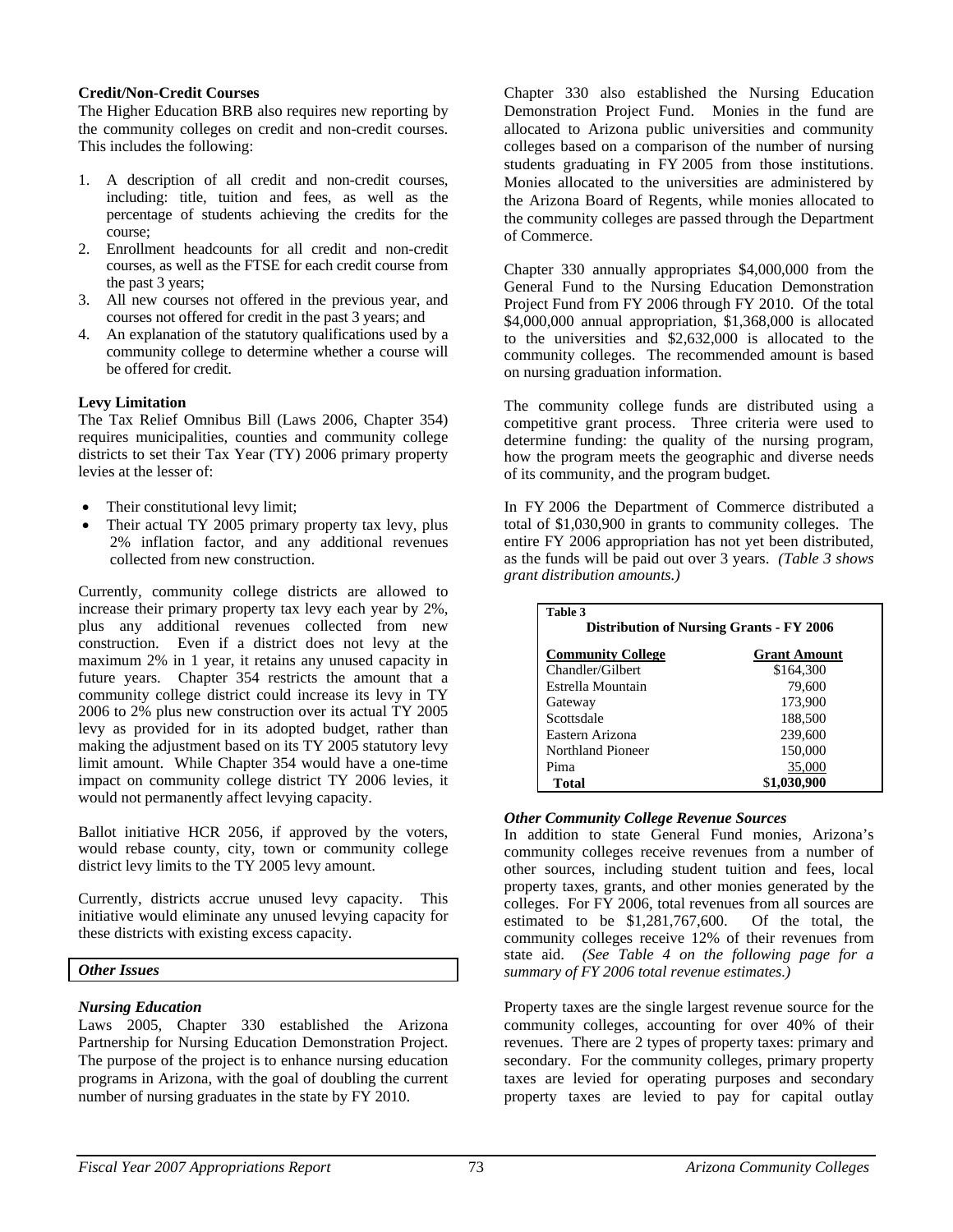**Credit/Non-Credit Courses**

The Higher Education BRB also requires new reporting by the community colleges on credit and non-credit courses. This includes the following:

1. A description of all credit and non-credit courses, including: title, tuition and fees, as well as the percentage of students achieving the credits for the course;
2. Enrollment headcounts for all credit and non-credit courses, as well as the FTSE for each credit course from the past 3 years;
3. All new courses not offered in the previous year, and courses not offered for credit in the past 3 years; and
4. An explanation of the statutory qualifications used by a community college to determine whether a course will be offered for credit.

**Levy Limitation**

The Tax Relief Omnibus Bill (Laws 2006, Chapter 354) requires municipalities, counties and community college districts to set their Tax Year (TY) 2006 primary property levies at the lesser of:

- Their constitutional levy limit;
- Their actual TY 2005 primary property tax levy, plus 2% inflation factor, and any additional revenues collected from new construction.

Currently, community college districts are allowed to increase their primary property tax levy each year by 2%, plus any additional revenues collected from new construction. Even if a district does not levy at the maximum 2% in 1 year, it retains any unused capacity in future years. Chapter 354 restricts the amount that a community college district could increase its levy in TY 2006 to 2% plus new construction over its actual TY 2005 levy as provided for in its adopted budget, rather than making the adjustment based on its TY 2005 statutory levy limit amount. While Chapter 354 would have a one-time impact on community college district TY 2006 levies, it would not permanently affect levying capacity.

Ballot initiative HCR 2056, if approved by the voters, would rebase county, city, town or community college district levy limits to the TY 2005 levy amount.

Currently, districts accrue unused levy capacity. This initiative would eliminate any unused levying capacity for these districts with existing excess capacity.

***Other Issues***

***Nursing Education***

Laws 2005, Chapter 330 established the Arizona Partnership for Nursing Education Demonstration Project. The purpose of the project is to enhance nursing education programs in Arizona, with the goal of doubling the current number of nursing graduates in the state by FY 2010.

Chapter 330 also established the Nursing Education Demonstration Project Fund. Monies in the fund are allocated to Arizona public universities and community colleges based on a comparison of the number of nursing students graduating in FY 2005 from those institutions. Monies allocated to the universities are administered by the Arizona Board of Regents, while monies allocated to the community colleges are passed through the Department of Commerce.

Chapter 330 annually appropriates $4,000,000 from the General Fund to the Nursing Education Demonstration Project Fund from FY 2006 through FY 2010. Of the total $4,000,000 annual appropriation, $1,368,000 is allocated to the universities and $2,632,000 is allocated to the community colleges. The recommended amount is based on nursing graduation information.

The community college funds are distributed using a competitive grant process. Three criteria were used to determine funding: the quality of the nursing program, how the program meets the geographic and diverse needs of its community, and the program budget.

In FY 2006 the Department of Commerce distributed a total of $1,030,900 in grants to community colleges. The entire FY 2006 appropriation has not yet been distributed, as the funds will be paid out over 3 years. *(Table 3 shows grant distribution amounts.)*

**Table 3**
**Distribution of Nursing Grants - FY 2006**

| Community College | Grant Amount |
|---|---|
| Chandler/Gilbert | $164,300 |
| Estrella Mountain | 79,600 |
| Gateway | 173,900 |
| Scottsdale | 188,500 |
| Eastern Arizona | 239,600 |
| Northland Pioneer | 150,000 |
| Pima | 35,000 |
| **Total** | **$1,030,900** |

***Other Community College Revenue Sources***

In addition to state General Fund monies, Arizona's community colleges receive revenues from a number of other sources, including student tuition and fees, local property taxes, grants, and other monies generated by the colleges. For FY 2006, total revenues from all sources are estimated to be $1,281,767,600. Of the total, the community colleges receive 12% of their revenues from state aid. *(See Table 4 on the following page for a summary of FY 2006 total revenue estimates.)*

Property taxes are the single largest revenue source for the community colleges, accounting for over 40% of their revenues. There are 2 types of property taxes: primary and secondary. For the community colleges, primary property taxes are levied for operating purposes and secondary property taxes are levied to pay for capital outlay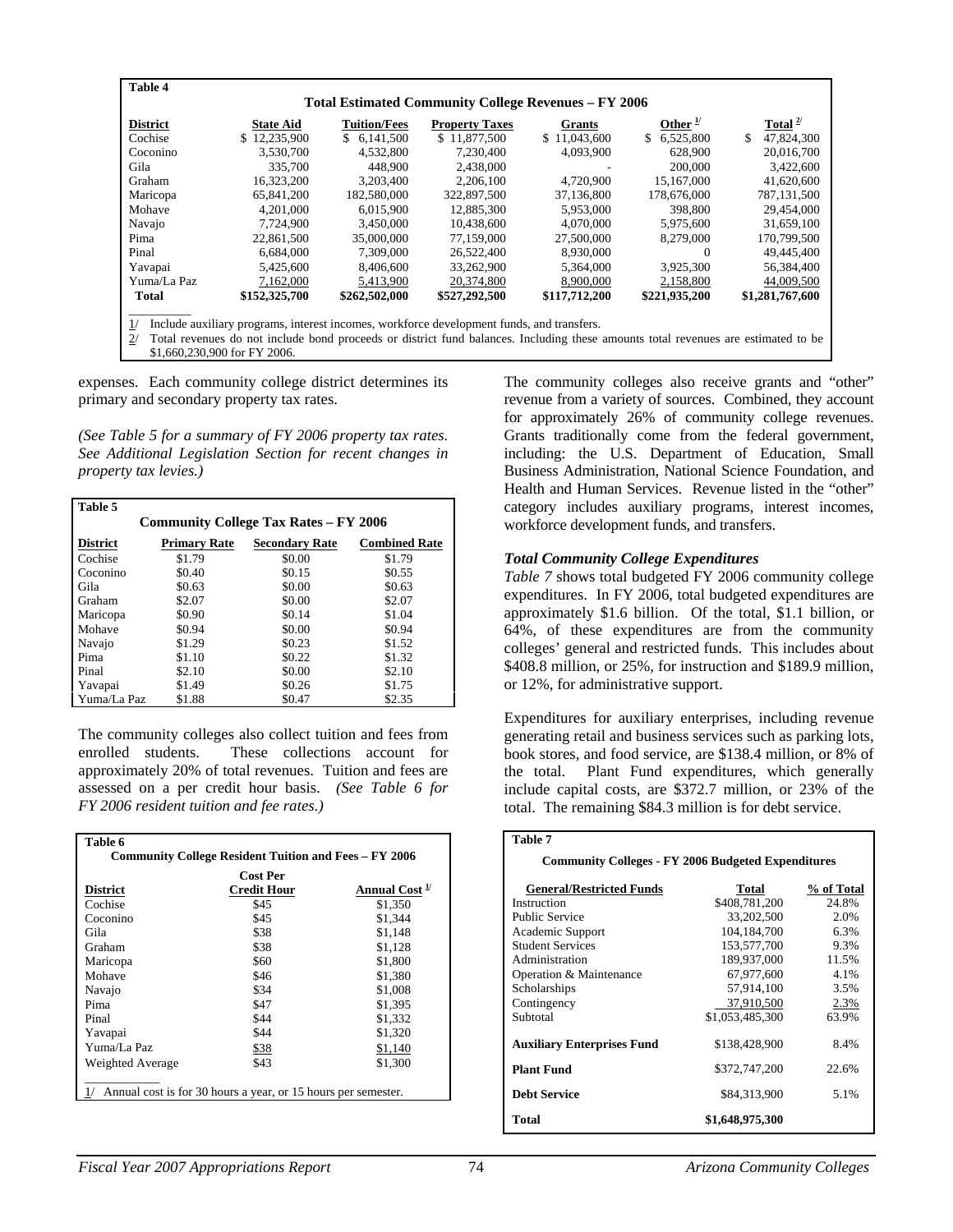**Table 4**

**Total Estimated Community College Revenues – FY 2006**

| District | State Aid | Tuition/Fees | Property Taxes | Grants | Other [1/] | Total [2/] |
|---|---|---|---|---|---|---|
| Cochise | $ 12,235,900 | $ 6,141,500 | $ 11,877,500 | $ 11,043,600 | $ 6,525,800 | $ 47,824,300 |
| Coconino | 3,530,700 | 4,532,800 | 7,230,400 | 4,093,900 | 628,900 | 20,016,700 |
| Gila | 335,700 | 448,900 | 2,438,000 | - | 200,000 | 3,422,600 |
| Graham | 16,323,200 | 3,203,400 | 2,206,100 | 4,720,900 | 15,167,000 | 41,620,600 |
| Maricopa | 65,841,200 | 182,580,000 | 322,897,500 | 37,136,800 | 178,676,000 | 787,131,500 |
| Mohave | 4,201,000 | 6,015,900 | 12,885,300 | 5,953,000 | 398,800 | 29,454,000 |
| Navajo | 7,724,900 | 3,450,000 | 10,438,600 | 4,070,000 | 5,975,600 | 31,659,100 |
| Pima | 22,861,500 | 35,000,000 | 77,159,000 | 27,500,000 | 8,279,000 | 170,799,500 |
| Pinal | 6,684,000 | 7,309,000 | 26,522,400 | 8,930,000 | 0 | 49,445,400 |
| Yavapai | 5,425,600 | 8,406,600 | 33,262,900 | 5,364,000 | 3,925,300 | 56,384,400 |
| Yuma/La Paz | 7,162,000 | 5,413,900 | 20,374,800 | 8,900,000 | 2,158,800 | 44,009,500 |
| **Total** | **$152,325,700** | **$262,502,000** | **$527,292,500** | **$117,712,200** | **$221,935,200** | **$1,281,767,600** |

1/ Include auxiliary programs, interest incomes, workforce development funds, and transfers.

2/ Total revenues do not include bond proceeds or district fund balances. Including these amounts total revenues are estimated to be $1,660,230,900 for FY 2006.

expenses. Each community college district determines its primary and secondary property tax rates.

*(See Table 5 for a summary of FY 2006 property tax rates. See Additional Legislation Section for recent changes in property tax levies.)*

**Table 5**

**Community College Tax Rates – FY 2006**

| District | Primary Rate | Secondary Rate | Combined Rate |
|---|---|---|---|
| Cochise | $1.79 | $0.00 | $1.79 |
| Coconino | $0.40 | $0.15 | $0.55 |
| Gila | $0.63 | $0.00 | $0.63 |
| Graham | $2.07 | $0.00 | $2.07 |
| Maricopa | $0.90 | $0.14 | $1.04 |
| Mohave | $0.94 | $0.00 | $0.94 |
| Navajo | $1.29 | $0.23 | $1.52 |
| Pima | $1.10 | $0.22 | $1.32 |
| Pinal | $2.10 | $0.00 | $2.10 |
| Yavapai | $1.49 | $0.26 | $1.75 |
| Yuma/La Paz | $1.88 | $0.47 | $2.35 |

The community colleges also collect tuition and fees from enrolled students. These collections account for approximately 20% of total revenues. Tuition and fees are assessed on a per credit hour basis. *(See Table 6 for FY 2006 resident tuition and fee rates.)*

**Table 6**

**Community College Resident Tuition and Fees – FY 2006**

| District | Cost Per Credit Hour | Annual Cost [1/] |
|---|---|---|
| Cochise | $45 | $1,350 |
| Coconino | $45 | $1,344 |
| Gila | $38 | $1,148 |
| Graham | $38 | $1,128 |
| Maricopa | $60 | $1,800 |
| Mohave | $46 | $1,380 |
| Navajo | $34 | $1,008 |
| Pima | $47 | $1,395 |
| Pinal | $44 | $1,332 |
| Yavapai | $44 | $1,320 |
| Yuma/La Paz | $38 | $1,140 |
| Weighted Average | $43 | $1,300 |

1/ Annual cost is for 30 hours a year, or 15 hours per semester.

The community colleges also receive grants and "other" revenue from a variety of sources. Combined, they account for approximately 26% of community college revenues. Grants traditionally come from the federal government, including: the U.S. Department of Education, Small Business Administration, National Science Foundation, and Health and Human Services. Revenue listed in the "other" category includes auxiliary programs, interest incomes, workforce development funds, and transfers.

### *Total Community College Expenditures*

*Table 7* shows total budgeted FY 2006 community college expenditures. In FY 2006, total budgeted expenditures are approximately $1.6 billion. Of the total, $1.1 billion, or 64%, of these expenditures are from the community colleges' general and restricted funds. This includes about $408.8 million, or 25%, for instruction and $189.9 million, or 12%, for administrative support.

Expenditures for auxiliary enterprises, including revenue generating retail and business services such as parking lots, book stores, and food service, are $138.4 million, or 8% of the total. Plant Fund expenditures, which generally include capital costs, are $372.7 million, or 23% of the total. The remaining $84.3 million is for debt service.

**Table 7**

**Community Colleges - FY 2006 Budgeted Expenditures**

| General/Restricted Funds | Total | % of Total |
|---|---|---|
| Instruction | $408,781,200 | 24.8% |
| Public Service | 33,202,500 | 2.0% |
| Academic Support | 104,184,700 | 6.3% |
| Student Services | 153,577,700 | 9.3% |
| Administration | 189,937,000 | 11.5% |
| Operation & Maintenance | 67,977,600 | 4.1% |
| Scholarships | 57,914,100 | 3.5% |
| Contingency | 37,910,500 | 2.3% |
| Subtotal | $1,053,485,300 | 63.9% |
| **Auxiliary Enterprises Fund** | $138,428,900 | 8.4% |
| **Plant Fund** | $372,747,200 | 22.6% |
| **Debt Service** | $84,313,900 | 5.1% |
| **Total** | **$1,648,975,300** | |